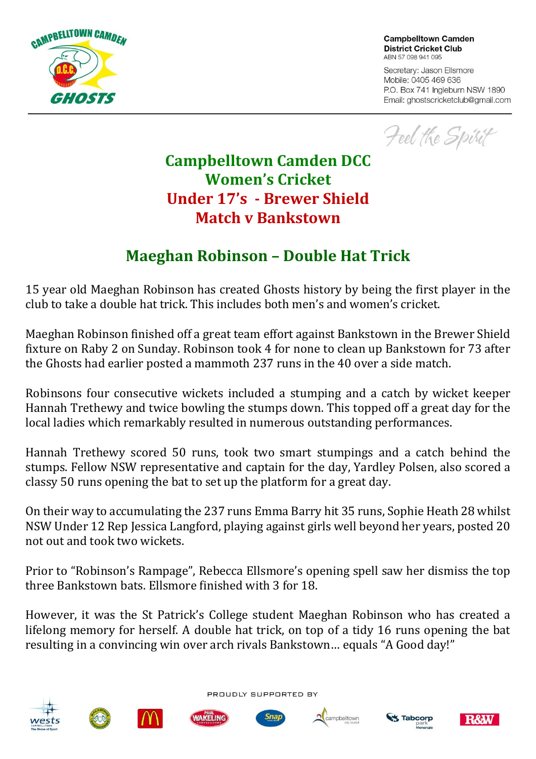Campbelltown Camden District Cricket Club
ABN 57 098 941 095

Secretary: Jason Ellsmore
Mobile: 0405 469 636
P.O. Box 741 Ingleburn NSW 1890
Email: ghostscricketclub@gmail.com

*Feel the Spirit*

# Campbelltown Camden DCC
# Women's Cricket
# Under 17's - Brewer Shield
# Match v Bankstown

## Maeghan Robinson – Double Hat Trick

15 year old Maeghan Robinson has created Ghosts history by being the first player in the club to take a double hat trick. This includes both men's and women's cricket.

Maeghan Robinson finished off a great team effort against Bankstown in the Brewer Shield fixture on Raby 2 on Sunday. Robinson took 4 for none to clean up Bankstown for 73 after the Ghosts had earlier posted a mammoth 237 runs in the 40 over a side match.

Robinsons four consecutive wickets included a stumping and a catch by wicket keeper Hannah Trethewy and twice bowling the stumps down. This topped off a great day for the local ladies which remarkably resulted in numerous outstanding performances.

Hannah Trethewy scored 50 runs, took two smart stumpings and a catch behind the stumps. Fellow NSW representative and captain for the day, Yardley Polsen, also scored a classy 50 runs opening the bat to set up the platform for a great day.

On their way to accumulating the 237 runs Emma Barry hit 35 runs, Sophie Heath 28 whilst NSW Under 12 Rep Jessica Langford, playing against girls well beyond her years, posted 20 not out and took two wickets.

Prior to "Robinson's Rampage", Rebecca Ellsmore's opening spell saw her dismiss the top three Bankstown bats. Ellsmore finished with 3 for 18.

However, it was the St Patrick's College student Maeghan Robinson who has created a lifelong memory for herself. A double hat trick, on top of a tidy 16 runs opening the bat resulting in a convincing win over arch rivals Bankstown… equals "A Good day!"

PROUDLY SUPPORTED BY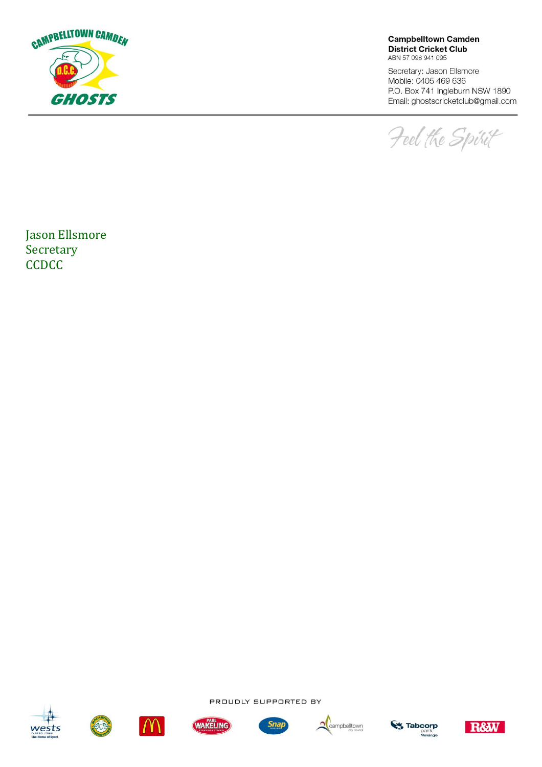**Campbelltown Camden District Cricket Club**
ABN 57 098 941 095

Secretary: Jason Ellsmore
Mobile: 0405 469 636
P.O. Box 741 Ingleburn NSW 1890
Email: ghostscricketclub@gmail.com

*Feel the Spirit*

Jason Ellsmore
Secretary
CCDCC

PROUDLY SUPPORTED BY